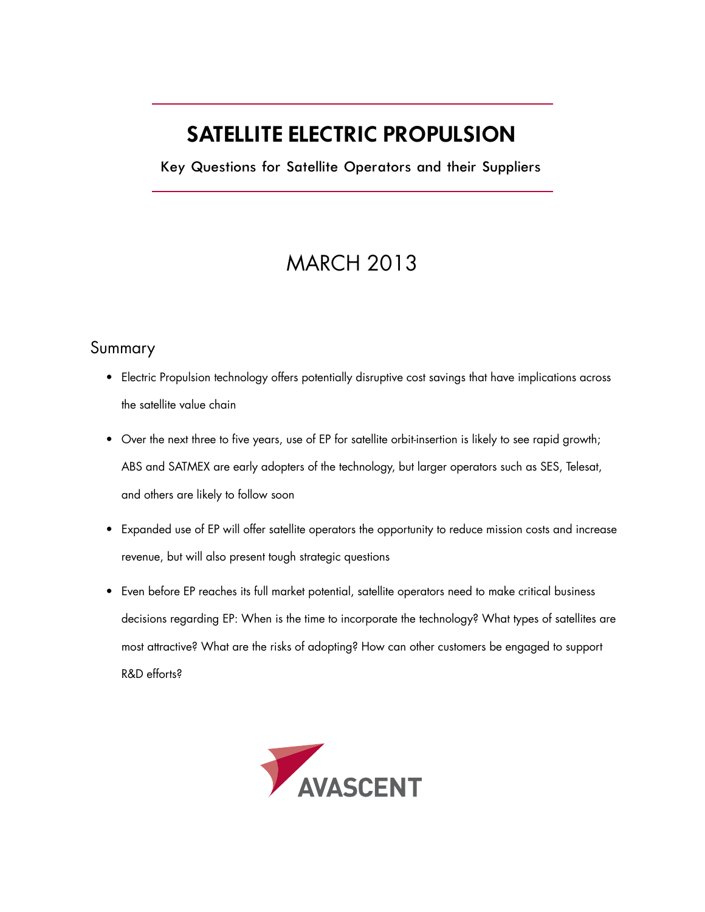# SATELLITE ELECTRIC PROPULSION

Key Questions for Satellite Operators and their Suppliers

MARCH 2013

## Summary

- Electric Propulsion technology offers potentially disruptive cost savings that have implications across the satellite value chain
- Over the next three to five years, use of EP for satellite orbit-insertion is likely to see rapid growth; ABS and SATMEX are early adopters of the technology, but larger operators such as SES, Telesat, and others are likely to follow soon
- Expanded use of EP will offer satellite operators the opportunity to reduce mission costs and increase revenue, but will also present tough strategic questions
- Even before EP reaches its full market potential, satellite operators need to make critical business decisions regarding EP: When is the time to incorporate the technology? What types of satellites are most attractive? What are the risks of adopting? How can other customers be engaged to support R&D efforts?

AVASCENT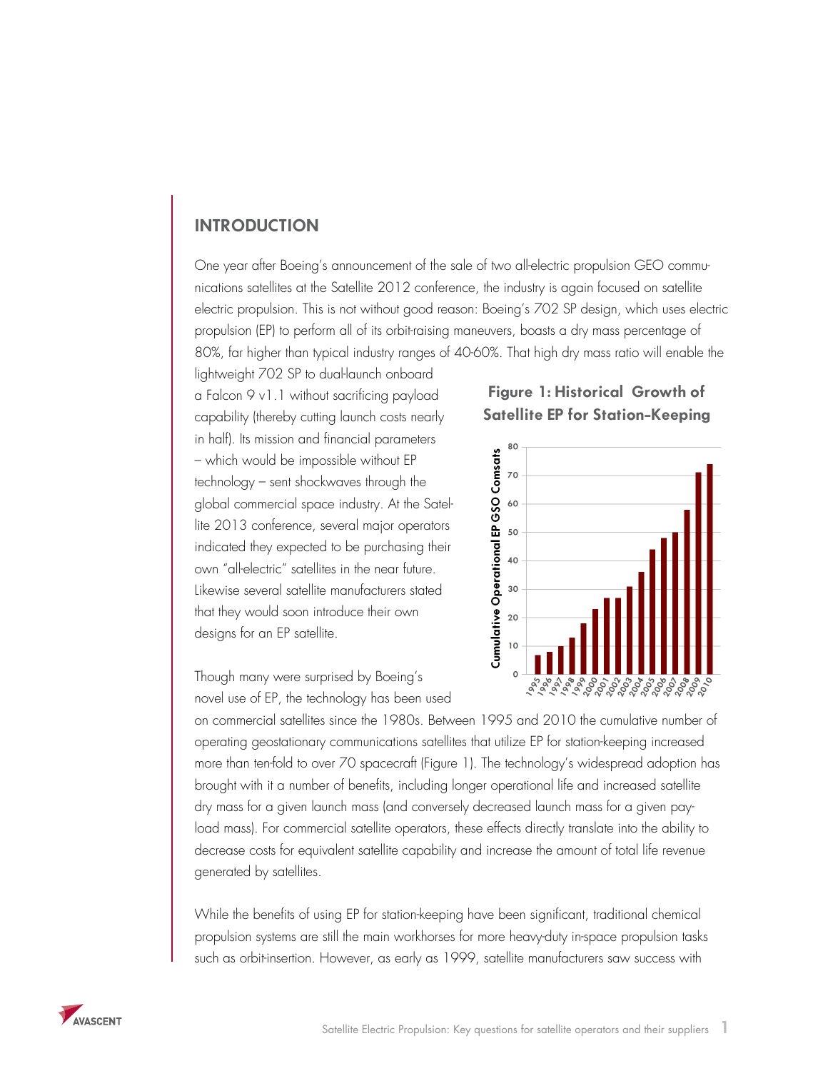## INTRODUCTION

One year after Boeing's announcement of the sale of two all-electric propulsion GEO communications satellites at the Satellite 2012 conference, the industry is again focused on satellite electric propulsion. This is not without good reason: Boeing's 702 SP design, which uses electric propulsion (EP) to perform all of its orbit-raising maneuvers, boasts a dry mass percentage of 80%, far higher than typical industry ranges of 40-60%. That high dry mass ratio will enable the lightweight 702 SP to dual-launch onboard a Falcon 9 v1.1 without sacrificing payload capability (thereby cutting launch costs nearly in half). Its mission and financial parameters – which would be impossible without EP technology – sent shockwaves through the global commercial space industry. At the Satellite 2013 conference, several major operators indicated they expected to be purchasing their own "all-electric" satellites in the near future. Likewise several satellite manufacturers stated that they would soon introduce their own designs for an EP satellite.

**Figure 1: Historical Growth of Satellite EP for Station-Keeping**

Cumulative Operational EP GSO Comsats

0
10
20
30
40
50
60
70
80

1995
1996
1997
1998
1999
2000
2001
2002
2003
2004
2005
2006
2007
2008
2009
2010

Though many were surprised by Boeing's novel use of EP, the technology has been used on commercial satellites since the 1980s. Between 1995 and 2010 the cumulative number of operating geostationary communications satellites that utilize EP for station-keeping increased more than ten-fold to over 70 spacecraft (Figure 1). The technology's widespread adoption has brought with it a number of benefits, including longer operational life and increased satellite dry mass for a given launch mass (and conversely decreased launch mass for a given payload mass). For commercial satellite operators, these effects directly translate into the ability to decrease costs for equivalent satellite capability and increase the amount of total life revenue generated by satellites.

While the benefits of using EP for station-keeping have been significant, traditional chemical propulsion systems are still the main workhorses for more heavy-duty in-space propulsion tasks such as orbit-insertion. However, as early as 1999, satellite manufacturers saw success with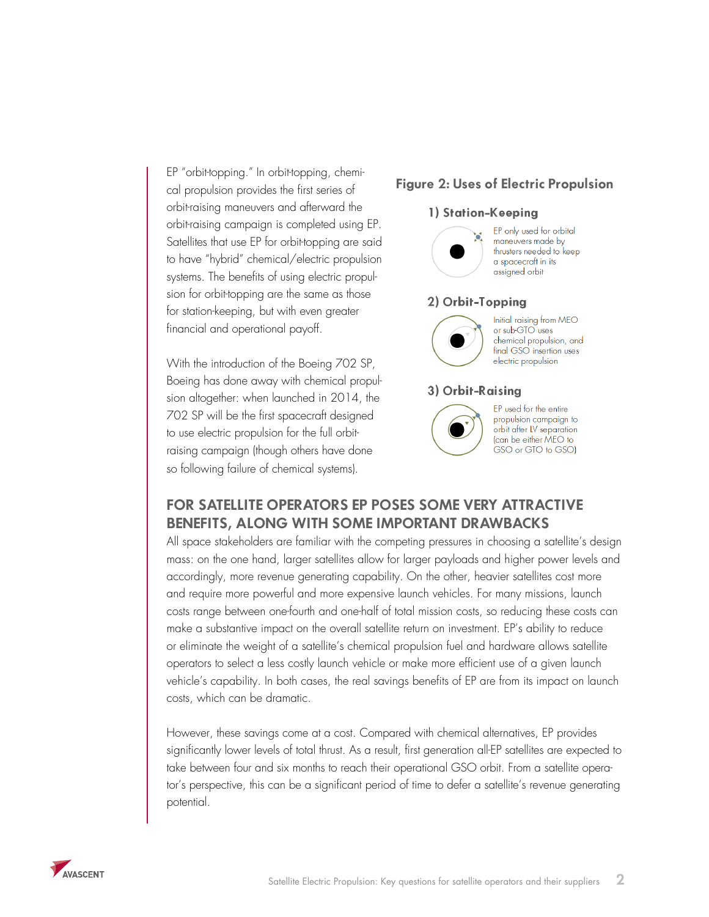EP "orbit-topping." In orbit-topping, chemical propulsion provides the first series of orbit-raising maneuvers and afterward the orbit-raising campaign is completed using EP. Satellites that use EP for orbit-topping are said to have "hybrid" chemical/electric propulsion systems. The benefits of using electric propulsion for orbit-topping are the same as those for station-keeping, but with even greater financial and operational payoff.

With the introduction of the Boeing 702 SP, Boeing has done away with chemical propulsion altogether: when launched in 2014, the 702 SP will be the first spacecraft designed to use electric propulsion for the full orbit-raising campaign (though others have done so following failure of chemical systems).

**Figure 2: Uses of Electric Propulsion**

**1) Station-Keeping**

EP only used for orbital maneuvers made by thrusters needed to keep a spacecraft in its assigned orbit

**2) Orbit-Topping**

Initial raising from MEO or sub-GTO uses chemical propulsion, and final GSO insertion uses electric propulsion

**3) Orbit-Raising**

EP used for the entire propulsion campaign to orbit after LV separation (can be either MEO to GSO or GTO to GSO)

## FOR SATELLITE OPERATORS EP POSES SOME VERY ATTRACTIVE BENEFITS, ALONG WITH SOME IMPORTANT DRAWBACKS

All space stakeholders are familiar with the competing pressures in choosing a satellite's design mass: on the one hand, larger satellites allow for larger payloads and higher power levels and accordingly, more revenue generating capability. On the other, heavier satellites cost more and require more powerful and more expensive launch vehicles. For many missions, launch costs range between one-fourth and one-half of total mission costs, so reducing these costs can make a substantive impact on the overall satellite return on investment. EP's ability to reduce or eliminate the weight of a satellite's chemical propulsion fuel and hardware allows satellite operators to select a less costly launch vehicle or make more efficient use of a given launch vehicle's capability. In both cases, the real savings benefits of EP are from its impact on launch costs, which can be dramatic.

However, these savings come at a cost. Compared with chemical alternatives, EP provides significantly lower levels of total thrust. As a result, first generation all-EP satellites are expected to take between four and six months to reach their operational GSO orbit. From a satellite operator's perspective, this can be a significant period of time to defer a satellite's revenue generating potential.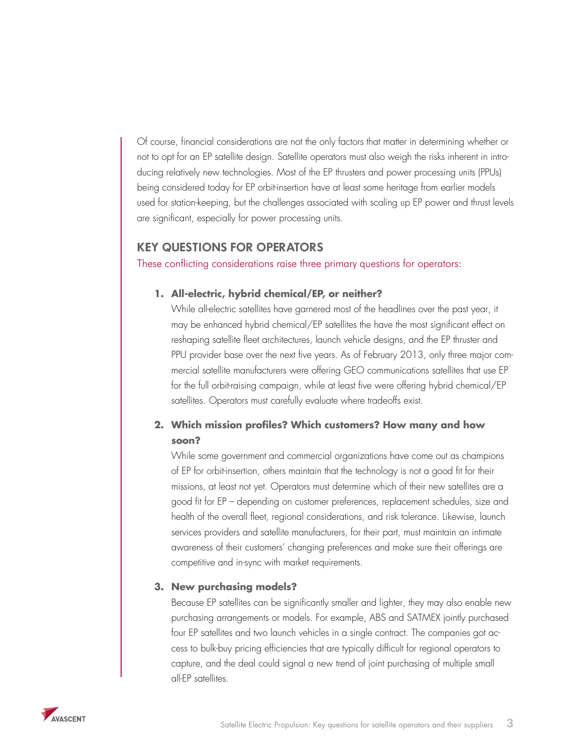Of course, financial considerations are not the only factors that matter in determining whether or not to opt for an EP satellite design. Satellite operators must also weigh the risks inherent in introducing relatively new technologies. Most of the EP thrusters and power processing units (PPUs) being considered today for EP orbit-insertion have at least some heritage from earlier models used for station-keeping, but the challenges associated with scaling up EP power and thrust levels are significant, especially for power processing units.

## KEY QUESTIONS FOR OPERATORS

These conflicting considerations raise three primary questions for operators:

1. **All-electric, hybrid chemical/EP, or neither?**
   While all-electric satellites have garnered most of the headlines over the past year, it may be enhanced hybrid chemical/EP satellites the have the most significant effect on reshaping satellite fleet architectures, launch vehicle designs, and the EP thruster and PPU provider base over the next five years. As of February 2013, only three major commercial satellite manufacturers were offering GEO communications satellites that use EP for the full orbit-raising campaign, while at least five were offering hybrid chemical/EP satellites. Operators must carefully evaluate where tradeoffs exist.

2. **Which mission profiles? Which customers? How many and how soon?**
   While some government and commercial organizations have come out as champions of EP for orbit-insertion, others maintain that the technology is not a good fit for their missions, at least not yet. Operators must determine which of their new satellites are a good fit for EP – depending on customer preferences, replacement schedules, size and health of the overall fleet, regional considerations, and risk tolerance. Likewise, launch services providers and satellite manufacturers, for their part, must maintain an intimate awareness of their customers' changing preferences and make sure their offerings are competitive and in-sync with market requirements.

3. **New purchasing models?**
   Because EP satellites can be significantly smaller and lighter, they may also enable new purchasing arrangements or models. For example, ABS and SATMEX jointly purchased four EP satellites and two launch vehicles in a single contract. The companies got access to bulk-buy pricing efficiencies that are typically difficult for regional operators to capture, and the deal could signal a new trend of joint purchasing of multiple small all-EP satellites.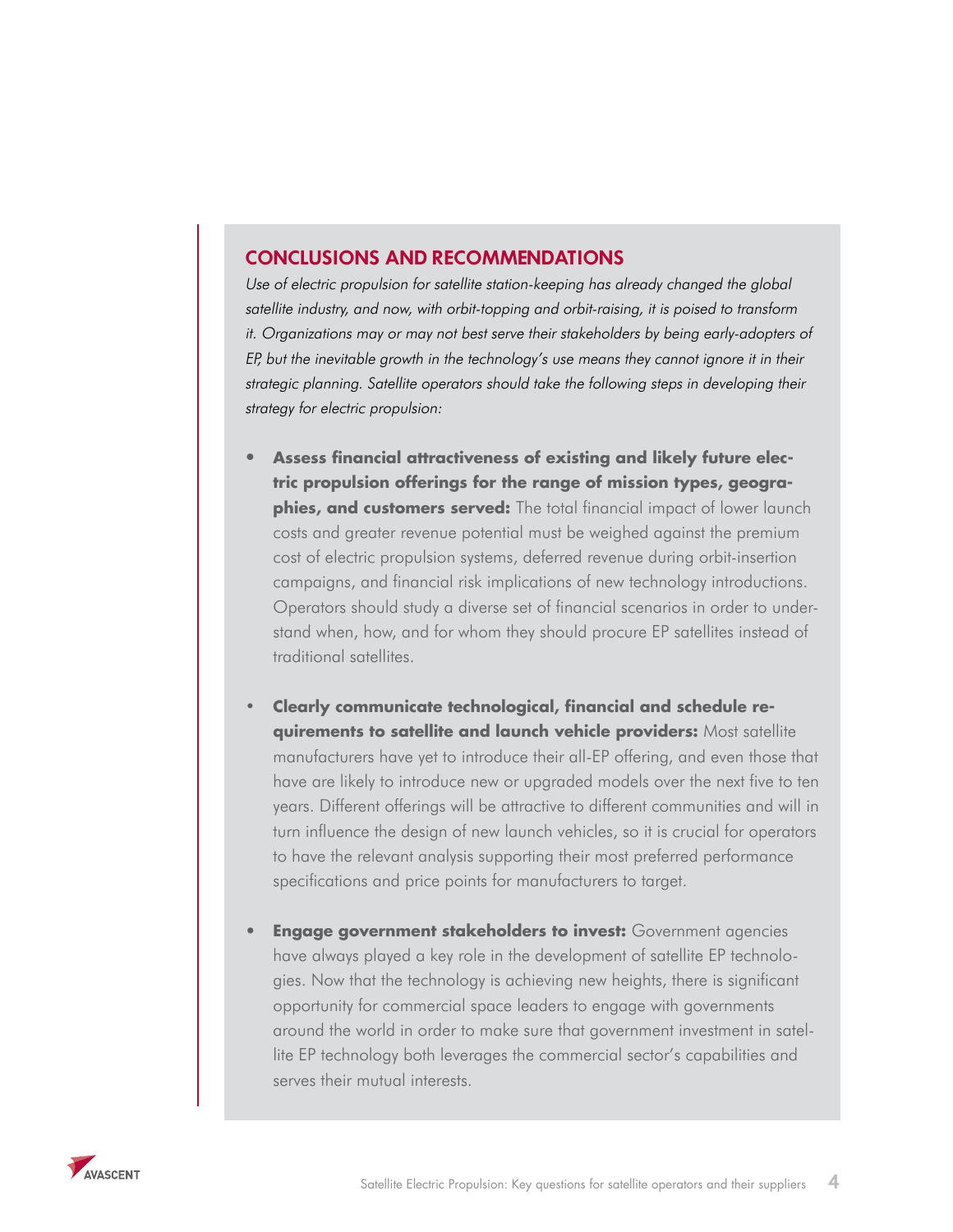## CONCLUSIONS AND RECOMMENDATIONS

*Use of electric propulsion for satellite station-keeping has already changed the global satellite industry, and now, with orbit-topping and orbit-raising, it is poised to transform it. Organizations may or may not best serve their stakeholders by being early-adopters of EP, but the inevitable growth in the technology's use means they cannot ignore it in their strategic planning. Satellite operators should take the following steps in developing their strategy for electric propulsion:*

- **Assess financial attractiveness of existing and likely future electric propulsion offerings for the range of mission types, geographies, and customers served:** The total financial impact of lower launch costs and greater revenue potential must be weighed against the premium cost of electric propulsion systems, deferred revenue during orbit-insertion campaigns, and financial risk implications of new technology introductions. Operators should study a diverse set of financial scenarios in order to understand when, how, and for whom they should procure EP satellites instead of traditional satellites.

- **Clearly communicate technological, financial and schedule requirements to satellite and launch vehicle providers:** Most satellite manufacturers have yet to introduce their all-EP offering, and even those that have are likely to introduce new or upgraded models over the next five to ten years. Different offerings will be attractive to different communities and will in turn influence the design of new launch vehicles, so it is crucial for operators to have the relevant analysis supporting their most preferred performance specifications and price points for manufacturers to target.

- **Engage government stakeholders to invest:** Government agencies have always played a key role in the development of satellite EP technologies. Now that the technology is achieving new heights, there is significant opportunity for commercial space leaders to engage with governments around the world in order to make sure that government investment in satellite EP technology both leverages the commercial sector's capabilities and serves their mutual interests.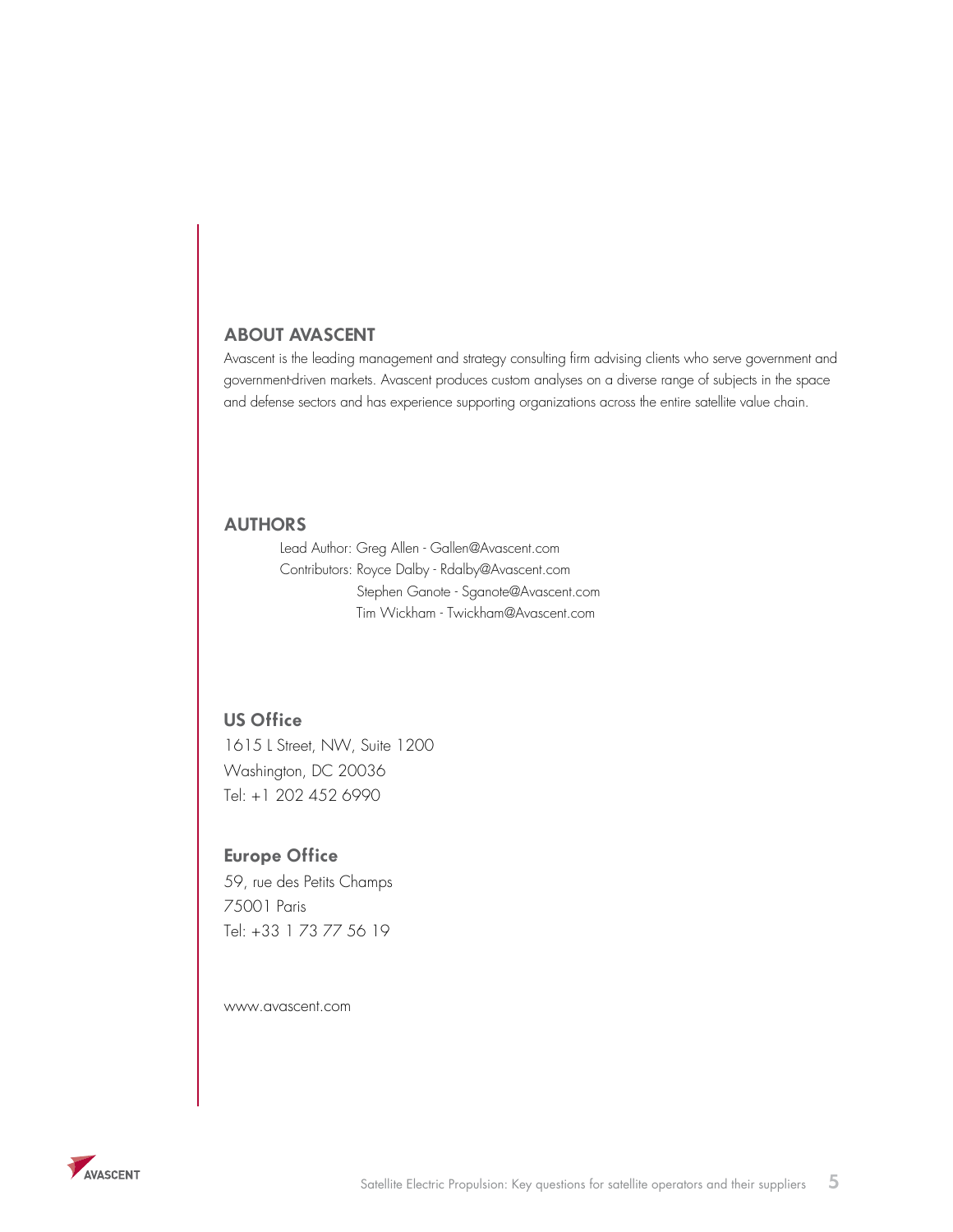## ABOUT AVASCENT

Avascent is the leading management and strategy consulting firm advising clients who serve government and government-driven markets. Avascent produces custom analyses on a diverse range of subjects in the space and defense sectors and has experience supporting organizations across the entire satellite value chain.

## AUTHORS

Lead Author: Greg Allen - Gallen@Avascent.com
Contributors: Royce Dalby - Rdalby@Avascent.com
Stephen Ganote - Sganote@Avascent.com
Tim Wickham - Twickham@Avascent.com

### US Office

1615 L Street, NW, Suite 1200
Washington, DC 20036
Tel: +1 202 452 6990

### Europe Office

59, rue des Petits Champs
75001 Paris
Tel: +33 1 73 77 56 19

www.avascent.com